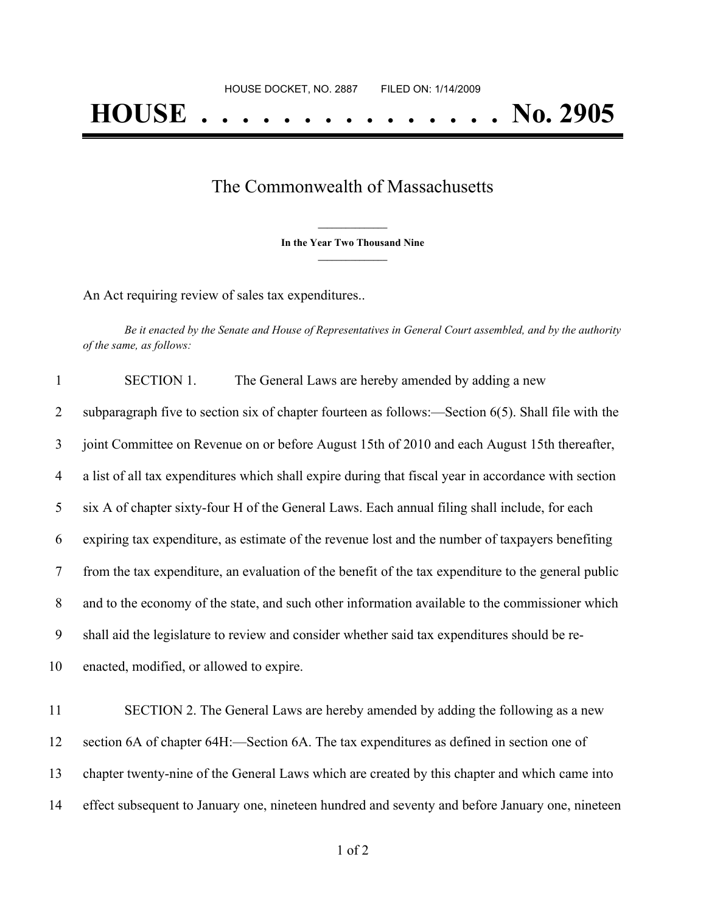HOUSE DOCKET, NO. 2887 FILED ON: 1/14/2009

# HOUSE . . . . . . . . . . . . . . . No. 2905

## The Commonwealth of Massachusetts

**In the Year Two Thousand Nine**

An Act requiring review of sales tax expenditures..

*Be it enacted by the Senate and House of Representatives in General Court assembled, and by the authority of the same, as follows:*

1 SECTION 1. The General Laws are hereby amended by adding a new
2 subparagraph five to section six of chapter fourteen as follows:—Section 6(5). Shall file with the
3 joint Committee on Revenue on or before August 15th of 2010 and each August 15th thereafter,
4 a list of all tax expenditures which shall expire during that fiscal year in accordance with section
5 six A of chapter sixty-four H of the General Laws. Each annual filing shall include, for each
6 expiring tax expenditure, as estimate of the revenue lost and the number of taxpayers benefiting
7 from the tax expenditure, an evaluation of the benefit of the tax expenditure to the general public
8 and to the economy of the state, and such other information available to the commissioner which
9 shall aid the legislature to review and consider whether said tax expenditures should be re-
10 enacted, modified, or allowed to expire.

11 SECTION 2. The General Laws are hereby amended by adding the following as a new
12 section 6A of chapter 64H:—Section 6A. The tax expenditures as defined in section one of
13 chapter twenty-nine of the General Laws which are created by this chapter and which came into
14 effect subsequent to January one, nineteen hundred and seventy and before January one, nineteen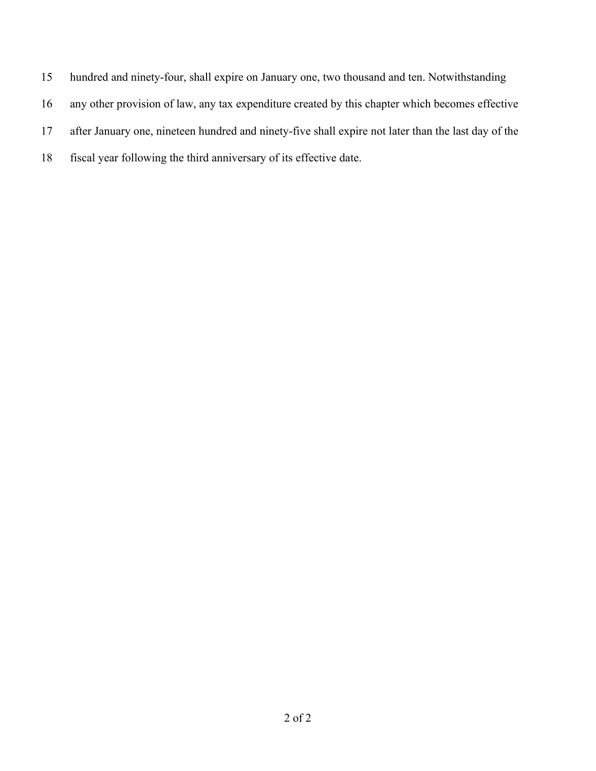15 hundred and ninety-four, shall expire on January one, two thousand and ten. Notwithstanding

16 any other provision of law, any tax expenditure created by this chapter which becomes effective

17 after January one, nineteen hundred and ninety-five shall expire not later than the last day of the

18 fiscal year following the third anniversary of its effective date.